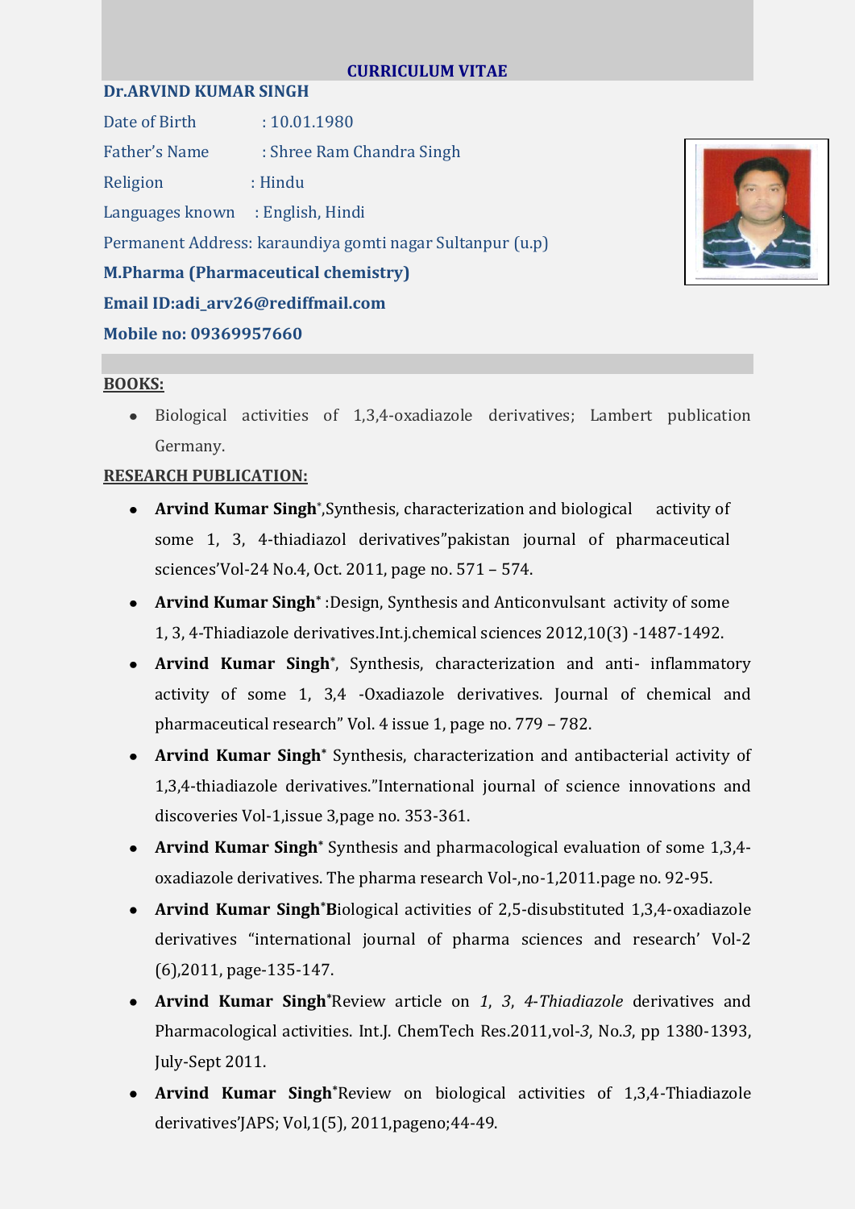# CURRICULUM VITAE

**Dr.ARVIND KUMAR SINGH**

Date of Birth : 10.01.1980

Father's Name : Shree Ram Chandra Singh

Religion : Hindu

Languages known : English, Hindi

Permanent Address: karaundiya gomti nagar Sultanpur (u.p)

**M.Pharma (Pharmaceutical chemistry)**

**Email ID:adi_arv26@rediffmail.com**

**Mobile no: 09369957660**

## BOOKS:

- Biological activities of 1,3,4-oxadiazole derivatives; Lambert publication Germany.

## RESEARCH PUBLICATION:

- **Arvind Kumar Singh***,Synthesis, characterization and biological activity of some 1, 3, 4-thiadiazol derivatives"pakistan journal of pharmaceutical sciences'Vol-24 No.4, Oct. 2011, page no. 571 – 574.
- **Arvind Kumar Singh*** :Design, Synthesis and Anticonvulsant activity of some 1, 3, 4-Thiadiazole derivatives.Int.j.chemical sciences 2012,10(3) -1487-1492.
- **Arvind Kumar Singh***, Synthesis, characterization and anti- inflammatory activity of some 1, 3,4 -Oxadiazole derivatives. Journal of chemical and pharmaceutical research" Vol. 4 issue 1, page no. 779 – 782.
- **Arvind Kumar Singh*** Synthesis, characterization and antibacterial activity of 1,3,4-thiadiazole derivatives."International journal of science innovations and discoveries Vol-1,issue 3,page no. 353-361.
- **Arvind Kumar Singh*** Synthesis and pharmacological evaluation of some 1,3,4-oxadiazole derivatives. The pharma research Vol-,no-1,2011.page no. 92-95.
- **Arvind Kumar Singh*B**iological activities of 2,5-disubstituted 1,3,4-oxadiazole derivatives "international journal of pharma sciences and research' Vol-2 (6),2011, page-135-147.
- **Arvind Kumar Singh***Review article on *1*, *3*, *4-Thiadiazole* derivatives and Pharmacological activities. Int.J. ChemTech Res.2011,vol-*3*, No.*3*, pp 1380-1393, July-Sept 2011.
- **Arvind Kumar Singh***Review on biological activities of 1,3,4-Thiadiazole derivatives'JAPS; Vol,1(5), 2011,pageno;44-49.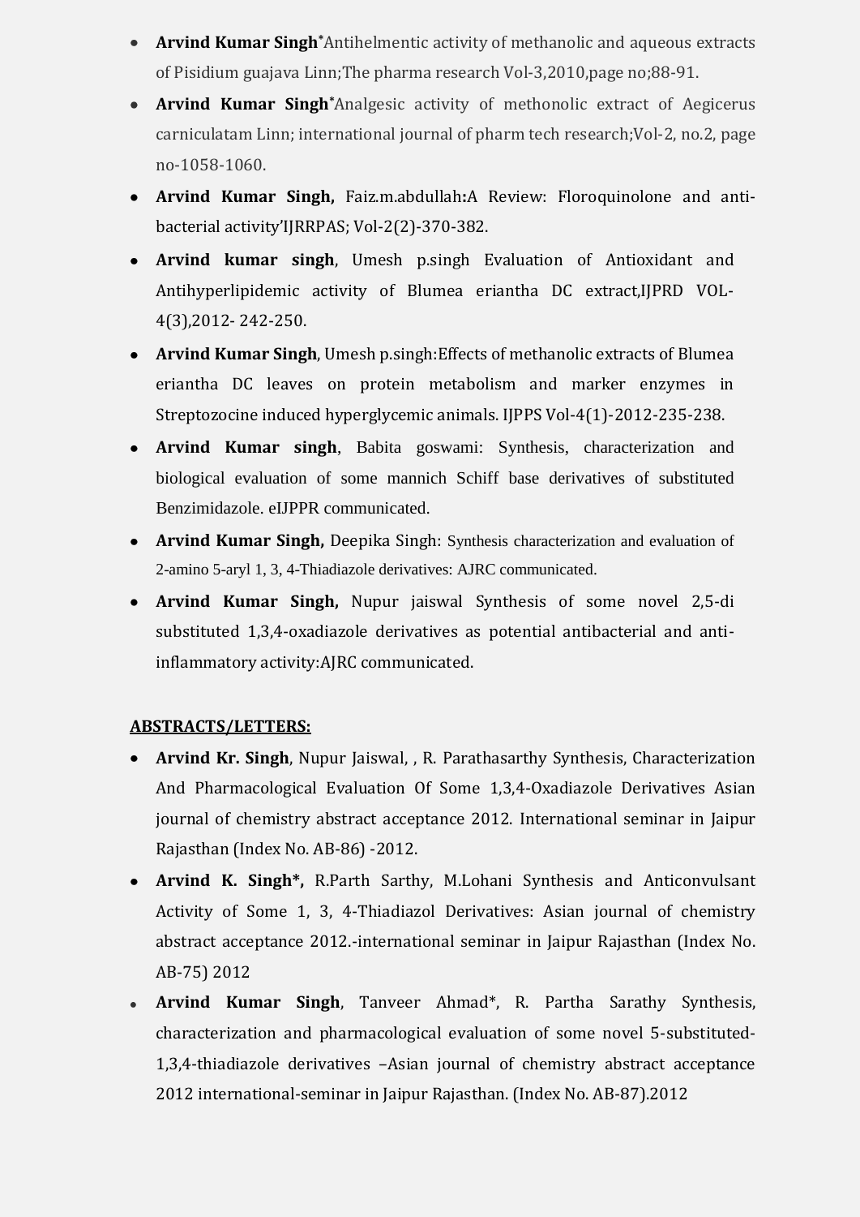- **Arvind Kumar Singh***Antihelmentic activity of methanolic and aqueous extracts of Pisidium guajava Linn;The pharma research Vol-3,2010,page no;88-91.
- **Arvind Kumar Singh***Analgesic activity of methonolic extract of Aegicerus carniculatam Linn; international journal of pharm tech research;Vol-2, no.2, page no-1058-1060.
- **Arvind Kumar Singh,** Faiz.m.abdullah**:**A Review: Floroquinolone and anti-bacterial activity'IJRRPAS; Vol-2(2)-370-382.
- **Arvind kumar singh**, Umesh p.singh Evaluation of Antioxidant and Antihyperlipidemic activity of Blumea eriantha DC extract,IJPRD VOL-4(3),2012- 242-250.
- **Arvind Kumar Singh**, Umesh p.singh:Effects of methanolic extracts of Blumea eriantha DC leaves on protein metabolism and marker enzymes in Streptozocine induced hyperglycemic animals. IJPPS Vol-4(1)-2012-235-238.
- **Arvind Kumar singh**, Babita goswami: Synthesis, characterization and biological evaluation of some mannich Schiff base derivatives of substituted Benzimidazole. eIJPPR communicated.
- **Arvind Kumar Singh,** Deepika Singh: Synthesis characterization and evaluation of 2-amino 5-aryl 1, 3, 4-Thiadiazole derivatives: AJRC communicated.
- **Arvind Kumar Singh,** Nupur jaiswal Synthesis of some novel 2,5-di substituted 1,3,4-oxadiazole derivatives as potential antibacterial and anti-inflammatory activity:AJRC communicated.

**ABSTRACTS/LETTERS:**

- **Arvind Kr. Singh**, Nupur Jaiswal, , R. Parathasarthy Synthesis, Characterization And Pharmacological Evaluation Of Some 1,3,4-Oxadiazole Derivatives Asian journal of chemistry abstract acceptance 2012. International seminar in Jaipur Rajasthan (Index No. AB-86) -2012.
- **Arvind K. Singh*,** R.Parth Sarthy, M.Lohani Synthesis and Anticonvulsant Activity of Some 1, 3, 4-Thiadiazol Derivatives: Asian journal of chemistry abstract acceptance 2012.-international seminar in Jaipur Rajasthan (Index No. AB-75) 2012
- **Arvind Kumar Singh**, Tanveer Ahmad*, R. Partha Sarathy Synthesis, characterization and pharmacological evaluation of some novel 5-substituted-1,3,4-thiadiazole derivatives –Asian journal of chemistry abstract acceptance 2012 international-seminar in Jaipur Rajasthan. (Index No. AB-87).2012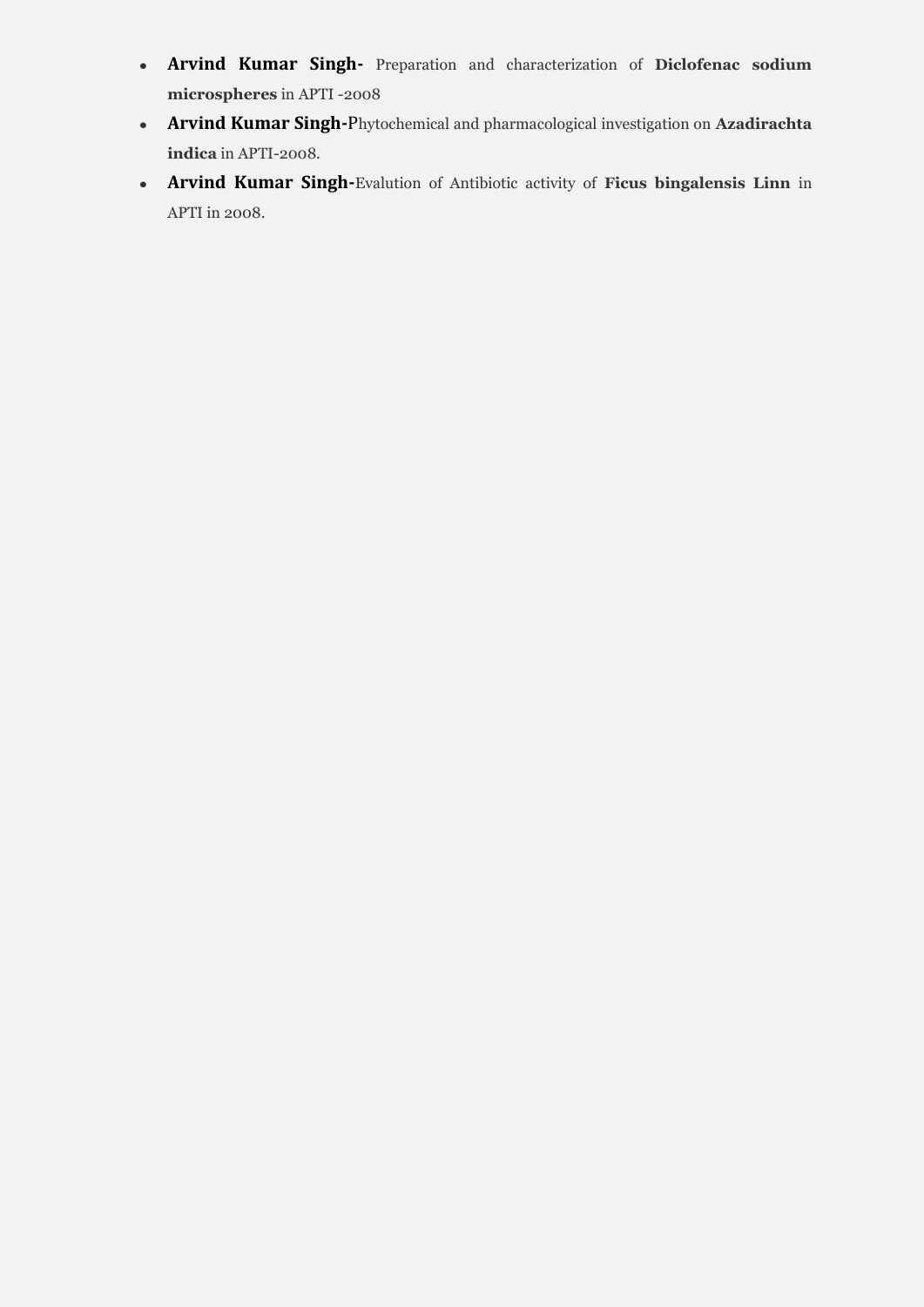- **Arvind Kumar Singh-** Preparation and characterization of **Diclofenac sodium microspheres** in APTI -2008
- **Arvind Kumar Singh-**Phytochemical and pharmacological investigation on **Azadirachta indica** in APTI-2008.
- **Arvind Kumar Singh-**Evalution of Antibiotic activity of **Ficus bingalensis Linn** in APTI in 2008.